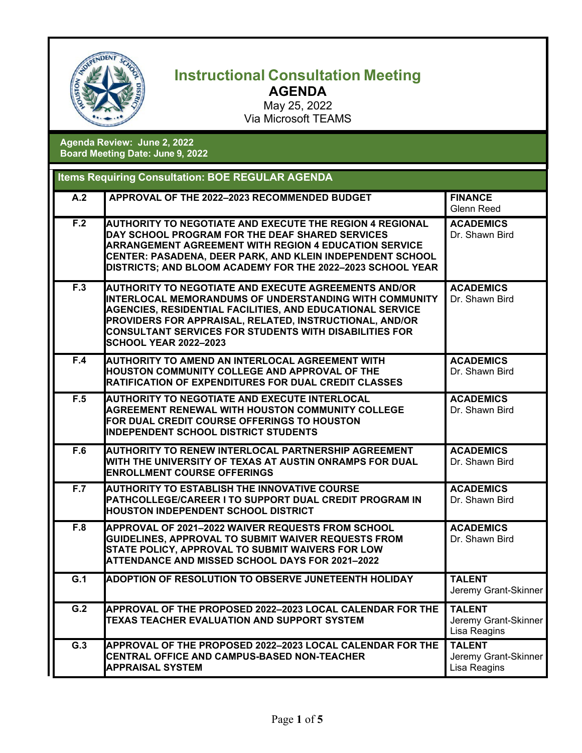# Instructional Consultation Meeting

## AGENDA

May 25, 2022

Via Microsoft TEAMS

**Agenda Review: June 2, 2022**
**Board Meeting Date: June 9, 2022**

## Items Requiring Consultation: BOE REGULAR AGENDA

| | | |
|---|---|---|
| **A.2** | **APPROVAL OF THE 2022–2023 RECOMMENDED BUDGET** | **FINANCE** Glenn Reed |
| **F.2** | **AUTHORITY TO NEGOTIATE AND EXECUTE THE REGION 4 REGIONAL DAY SCHOOL PROGRAM FOR THE DEAF SHARED SERVICES ARRANGEMENT AGREEMENT WITH REGION 4 EDUCATION SERVICE CENTER: PASADENA, DEER PARK, AND KLEIN INDEPENDENT SCHOOL DISTRICTS; AND BLOOM ACADEMY FOR THE 2022–2023 SCHOOL YEAR** | **ACADEMICS** Dr. Shawn Bird |
| **F.3** | **AUTHORITY TO NEGOTIATE AND EXECUTE AGREEMENTS AND/OR INTERLOCAL MEMORANDUMS OF UNDERSTANDING WITH COMMUNITY AGENCIES, RESIDENTIAL FACILITIES, AND EDUCATIONAL SERVICE PROVIDERS FOR APPRAISAL, RELATED, INSTRUCTIONAL, AND/OR CONSULTANT SERVICES FOR STUDENTS WITH DISABILITIES FOR SCHOOL YEAR 2022–2023** | **ACADEMICS** Dr. Shawn Bird |
| **F.4** | **AUTHORITY TO AMEND AN INTERLOCAL AGREEMENT WITH HOUSTON COMMUNITY COLLEGE AND APPROVAL OF THE RATIFICATION OF EXPENDITURES FOR DUAL CREDIT CLASSES** | **ACADEMICS** Dr. Shawn Bird |
| **F.5** | **AUTHORITY TO NEGOTIATE AND EXECUTE INTERLOCAL AGREEMENT RENEWAL WITH HOUSTON COMMUNITY COLLEGE FOR DUAL CREDIT COURSE OFFERINGS TO HOUSTON INDEPENDENT SCHOOL DISTRICT STUDENTS** | **ACADEMICS** Dr. Shawn Bird |
| **F.6** | **AUTHORITY TO RENEW INTERLOCAL PARTNERSHIP AGREEMENT WITH THE UNIVERSITY OF TEXAS AT AUSTIN ONRAMPS FOR DUAL ENROLLMENT COURSE OFFERINGS** | **ACADEMICS** Dr. Shawn Bird |
| **F.7** | **AUTHORITY TO ESTABLISH THE INNOVATIVE COURSE PATHCOLLEGE/CAREER I TO SUPPORT DUAL CREDIT PROGRAM IN HOUSTON INDEPENDENT SCHOOL DISTRICT** | **ACADEMICS** Dr. Shawn Bird |
| **F.8** | **APPROVAL OF 2021–2022 WAIVER REQUESTS FROM SCHOOL GUIDELINES, APPROVAL TO SUBMIT WAIVER REQUESTS FROM STATE POLICY, APPROVAL TO SUBMIT WAIVERS FOR LOW ATTENDANCE AND MISSED SCHOOL DAYS FOR 2021–2022** | **ACADEMICS** Dr. Shawn Bird |
| **G.1** | **ADOPTION OF RESOLUTION TO OBSERVE JUNETEENTH HOLIDAY** | **TALENT** Jeremy Grant-Skinner |
| **G.2** | **APPROVAL OF THE PROPOSED 2022–2023 LOCAL CALENDAR FOR THE TEXAS TEACHER EVALUATION AND SUPPORT SYSTEM** | **TALENT** Jeremy Grant-Skinner Lisa Reagins |
| **G.3** | **APPROVAL OF THE PROPOSED 2022–2023 LOCAL CALENDAR FOR THE CENTRAL OFFICE AND CAMPUS-BASED NON-TEACHER APPRAISAL SYSTEM** | **TALENT** Jeremy Grant-Skinner Lisa Reagins |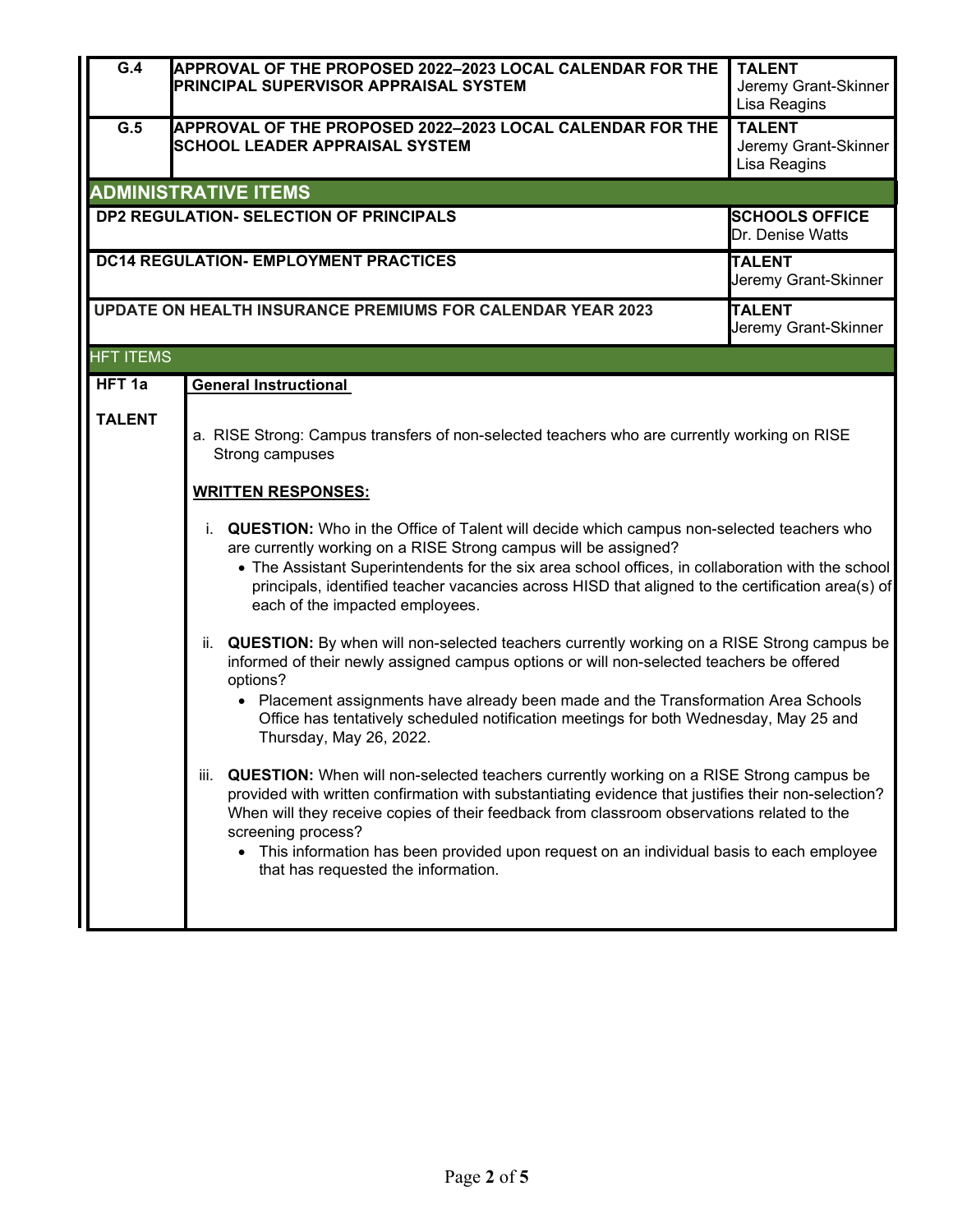| | | |
|---|---|---|
| G.4 | **APPROVAL OF THE PROPOSED 2022–2023 LOCAL CALENDAR FOR THE PRINCIPAL SUPERVISOR APPRAISAL SYSTEM** | **TALENT** Jeremy Grant-Skinner Lisa Reagins |
| G.5 | **APPROVAL OF THE PROPOSED 2022–2023 LOCAL CALENDAR FOR THE SCHOOL LEADER APPRAISAL SYSTEM** | **TALENT** Jeremy Grant-Skinner Lisa Reagins |

## ADMINISTRATIVE ITEMS

| | |
|---|---|
| **DP2 REGULATION- SELECTION OF PRINCIPALS** | **SCHOOLS OFFICE** Dr. Denise Watts |
| **DC14 REGULATION- EMPLOYMENT PRACTICES** | **TALENT** Jeremy Grant-Skinner |
| **UPDATE ON HEALTH INSURANCE PREMIUMS FOR CALENDAR YEAR 2023** | **TALENT** Jeremy Grant-Skinner |

## HFT ITEMS

**HFT 1a**

**TALENT**

**General Instructional**

a. RISE Strong: Campus transfers of non-selected teachers who are currently working on RISE Strong campuses

**WRITTEN RESPONSES:**

i. **QUESTION:** Who in the Office of Talent will decide which campus non-selected teachers who are currently working on a RISE Strong campus will be assigned?

- The Assistant Superintendents for the six area school offices, in collaboration with the school principals, identified teacher vacancies across HISD that aligned to the certification area(s) of each of the impacted employees.

ii. **QUESTION:** By when will non-selected teachers currently working on a RISE Strong campus be informed of their newly assigned campus options or will non-selected teachers be offered options?

- Placement assignments have already been made and the Transformation Area Schools Office has tentatively scheduled notification meetings for both Wednesday, May 25 and Thursday, May 26, 2022.

iii. **QUESTION:** When will non-selected teachers currently working on a RISE Strong campus be provided with written confirmation with substantiating evidence that justifies their non-selection? When will they receive copies of their feedback from classroom observations related to the screening process?

- This information has been provided upon request on an individual basis to each employee that has requested the information.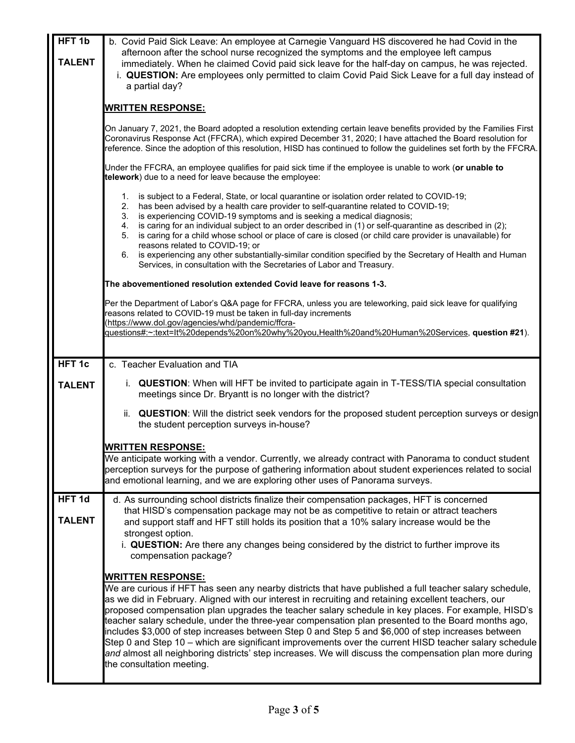| | |
|---|---|
| **HFT 1b**<br><br>**TALENT** | b. Covid Paid Sick Leave: An employee at Carnegie Vanguard HS discovered he had Covid in the afternoon after the school nurse recognized the symptoms and the employee left campus immediately. When he claimed Covid paid sick leave for the half-day on campus, he was rejected.<br>i. **QUESTION:** Are employees only permitted to claim Covid Paid Sick Leave for a full day instead of a partial day?<br><br>**WRITTEN RESPONSE:**<br><br>On January 7, 2021, the Board adopted a resolution extending certain leave benefits provided by the Families First Coronavirus Response Act (FFCRA), which expired December 31, 2020; I have attached the Board resolution for reference. Since the adoption of this resolution, HISD has continued to follow the guidelines set forth by the FFCRA.<br><br>Under the FFCRA, an employee qualifies for paid sick time if the employee is unable to work (**or unable to telework**) due to a need for leave because the employee:<br><br>1. is subject to a Federal, State, or local quarantine or isolation order related to COVID-19;<br>2. has been advised by a health care provider to self-quarantine related to COVID-19;<br>3. is experiencing COVID-19 symptoms and is seeking a medical diagnosis;<br>4. is caring for an individual subject to an order described in (1) or self-quarantine as described in (2);<br>5. is caring for a child whose school or place of care is closed (or child care provider is unavailable) for reasons related to COVID-19; or<br>6. is experiencing any other substantially-similar condition specified by the Secretary of Health and Human Services, in consultation with the Secretaries of Labor and Treasury.<br><br>**The abovementioned resolution extended Covid leave for reasons 1-3.**<br><br>Per the Department of Labor's Q&A page for FFCRA, unless you are teleworking, paid sick leave for qualifying reasons related to COVID-19 must be taken in full-day increments (https://www.dol.gov/agencies/whd/pandemic/ffcra-questions#:~:text=It%20depends%20on%20why%20you,Health%20and%20Human%20Services, **question #21**). |
| **HFT 1c**<br><br>**TALENT** | c. Teacher Evaluation and TIA<br><br>i. **QUESTION**: When will HFT be invited to participate again in T-TESS/TIA special consultation meetings since Dr. Bryantt is no longer with the district?<br><br>ii. **QUESTION**: Will the district seek vendors for the proposed student perception surveys or design the student perception surveys in-house?<br><br>**WRITTEN RESPONSE:**<br>We anticipate working with a vendor. Currently, we already contract with Panorama to conduct student perception surveys for the purpose of gathering information about student experiences related to social and emotional learning, and we are exploring other uses of Panorama surveys. |
| **HFT 1d**<br><br>**TALENT** | d. As surrounding school districts finalize their compensation packages, HFT is concerned that HISD's compensation package may not be as competitive to retain or attract teachers and support staff and HFT still holds its position that a 10% salary increase would be the strongest option.<br>i. **QUESTION:** Are there any changes being considered by the district to further improve its compensation package?<br><br>**WRITTEN RESPONSE:**<br>We are curious if HFT has seen any nearby districts that have published a full teacher salary schedule, as we did in February. Aligned with our interest in recruiting and retaining excellent teachers, our proposed compensation plan upgrades the teacher salary schedule in key places. For example, HISD's teacher salary schedule, under the three-year compensation plan presented to the Board months ago, includes \$3,000 of step increases between Step 0 and Step 5 and \$6,000 of step increases between Step 0 and Step 10 – which are significant improvements over the current HISD teacher salary schedule *and* almost all neighboring districts' step increases. We will discuss the compensation plan more during the consultation meeting. |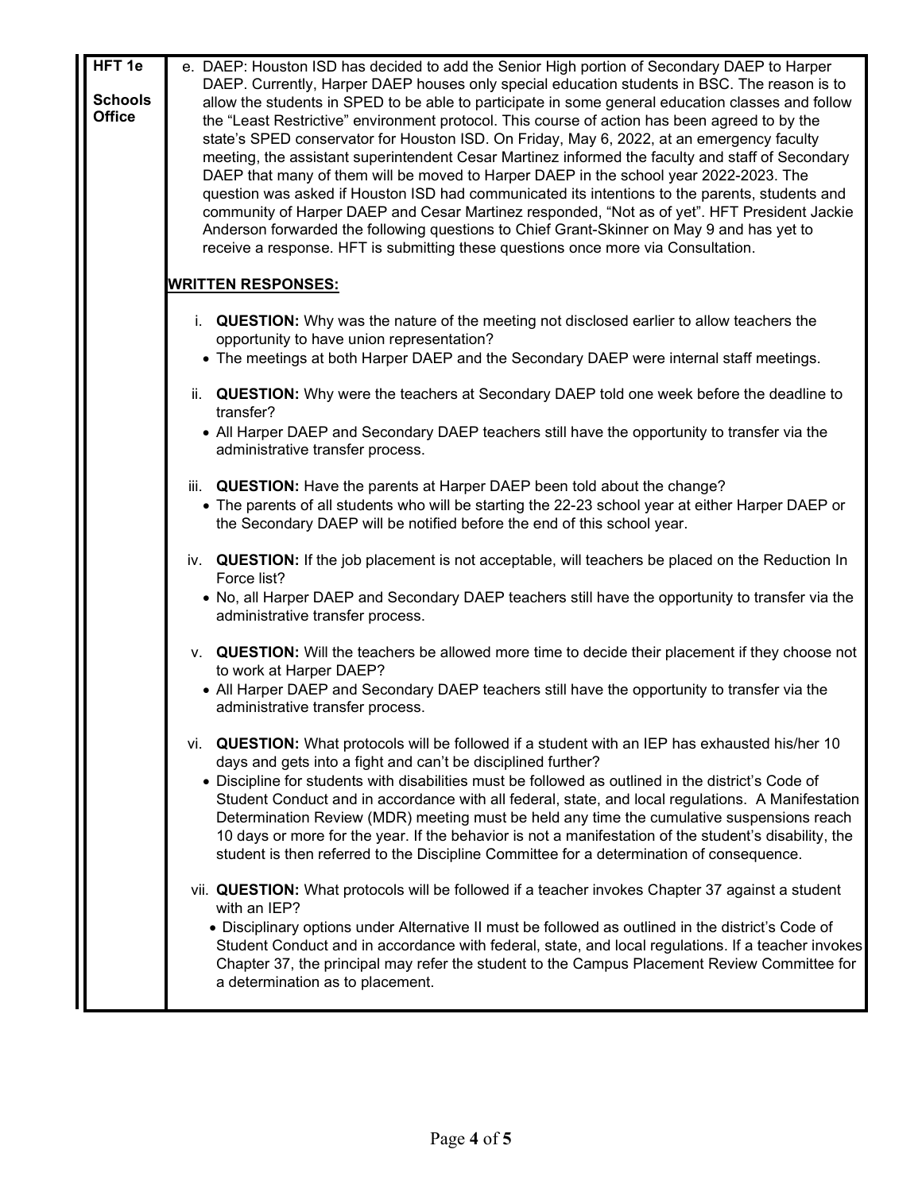| HFT 1e<br><br>Schools Office | e. DAEP: Houston ISD has decided to add the Senior High portion of Secondary DAEP to Harper DAEP. Currently, Harper DAEP houses only special education students in BSC. The reason is to allow the students in SPED to be able to participate in some general education classes and follow the "Least Restrictive" environment protocol. This course of action has been agreed to by the state's SPED conservator for Houston ISD. On Friday, May 6, 2022, at an emergency faculty meeting, the assistant superintendent Cesar Martinez informed the faculty and staff of Secondary DAEP that many of them will be moved to Harper DAEP in the school year 2022-2023. The question was asked if Houston ISD had communicated its intentions to the parents, students and community of Harper DAEP and Cesar Martinez responded, "Not as of yet". HFT President Jackie Anderson forwarded the following questions to Chief Grant-Skinner on May 9 and has yet to receive a response. HFT is submitting these questions once more via Consultation.<br><br>**WRITTEN RESPONSES:**<br><br>i. **QUESTION:** Why was the nature of the meeting not disclosed earlier to allow teachers the opportunity to have union representation?<br>• The meetings at both Harper DAEP and the Secondary DAEP were internal staff meetings.<br><br>ii. **QUESTION:** Why were the teachers at Secondary DAEP told one week before the deadline to transfer?<br>• All Harper DAEP and Secondary DAEP teachers still have the opportunity to transfer via the administrative transfer process.<br><br>iii. **QUESTION:** Have the parents at Harper DAEP been told about the change?<br>• The parents of all students who will be starting the 22-23 school year at either Harper DAEP or the Secondary DAEP will be notified before the end of this school year.<br><br>iv. **QUESTION:** If the job placement is not acceptable, will teachers be placed on the Reduction In Force list?<br>• No, all Harper DAEP and Secondary DAEP teachers still have the opportunity to transfer via the administrative transfer process.<br><br>v. **QUESTION:** Will the teachers be allowed more time to decide their placement if they choose not to work at Harper DAEP?<br>• All Harper DAEP and Secondary DAEP teachers still have the opportunity to transfer via the administrative transfer process.<br><br>vi. **QUESTION:** What protocols will be followed if a student with an IEP has exhausted his/her 10 days and gets into a fight and can't be disciplined further?<br>• Discipline for students with disabilities must be followed as outlined in the district's Code of Student Conduct and in accordance with all federal, state, and local regulations. A Manifestation Determination Review (MDR) meeting must be held any time the cumulative suspensions reach 10 days or more for the year. If the behavior is not a manifestation of the student's disability, the student is then referred to the Discipline Committee for a determination of consequence.<br><br>vii. **QUESTION:** What protocols will be followed if a teacher invokes Chapter 37 against a student with an IEP?<br>• Disciplinary options under Alternative II must be followed as outlined in the district's Code of Student Conduct and in accordance with federal, state, and local regulations. If a teacher invokes Chapter 37, the principal may refer the student to the Campus Placement Review Committee for a determination as to placement. |
|---|---|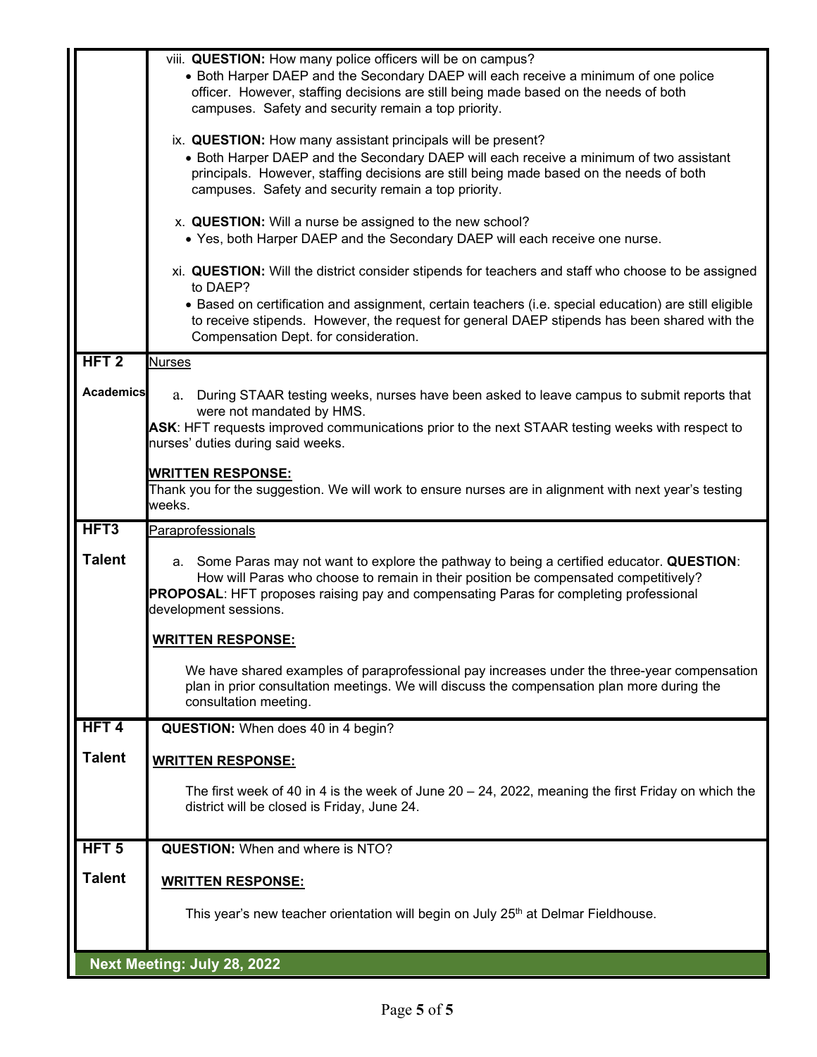| | |
|---|---|
| | viii. **QUESTION:** How many police officers will be on campus?<br>• Both Harper DAEP and the Secondary DAEP will each receive a minimum of one police officer. However, staffing decisions are still being made based on the needs of both campuses. Safety and security remain a top priority.<br><br>ix. **QUESTION:** How many assistant principals will be present?<br>• Both Harper DAEP and the Secondary DAEP will each receive a minimum of two assistant principals. However, staffing decisions are still being made based on the needs of both campuses. Safety and security remain a top priority.<br><br>x. **QUESTION:** Will a nurse be assigned to the new school?<br>• Yes, both Harper DAEP and the Secondary DAEP will each receive one nurse.<br><br>xi. **QUESTION:** Will the district consider stipends for teachers and staff who choose to be assigned to DAEP?<br>• Based on certification and assignment, certain teachers (i.e. special education) are still eligible to receive stipends. However, the request for general DAEP stipends has been shared with the Compensation Dept. for consideration. |
| **HFT 2**<br><br>**Academics** | Nurses<br><br>a. During STAAR testing weeks, nurses have been asked to leave campus to submit reports that were not mandated by HMS.<br>**ASK**: HFT requests improved communications prior to the next STAAR testing weeks with respect to nurses' duties during said weeks.<br><br>**WRITTEN RESPONSE:**<br>Thank you for the suggestion. We will work to ensure nurses are in alignment with next year's testing weeks. |
| **HFT3**<br><br>**Talent** | Paraprofessionals<br><br>a. Some Paras may not want to explore the pathway to being a certified educator. **QUESTION**: How will Paras who choose to remain in their position be compensated competitively?<br>**PROPOSAL**: HFT proposes raising pay and compensating Paras for completing professional development sessions.<br><br>**WRITTEN RESPONSE:**<br><br>We have shared examples of paraprofessional pay increases under the three-year compensation plan in prior consultation meetings. We will discuss the compensation plan more during the consultation meeting. |
| **HFT 4**<br><br>**Talent** | **QUESTION:** When does 40 in 4 begin?<br><br>**WRITTEN RESPONSE:**<br><br>The first week of 40 in 4 is the week of June 20 – 24, 2022, meaning the first Friday on which the district will be closed is Friday, June 24. |
| **HFT 5**<br><br>**Talent** | **QUESTION:** When and where is NTO?<br><br>**WRITTEN RESPONSE:**<br><br>This year's new teacher orientation will begin on July 25th at Delmar Fieldhouse. |

**Next Meeting: July 28, 2022**